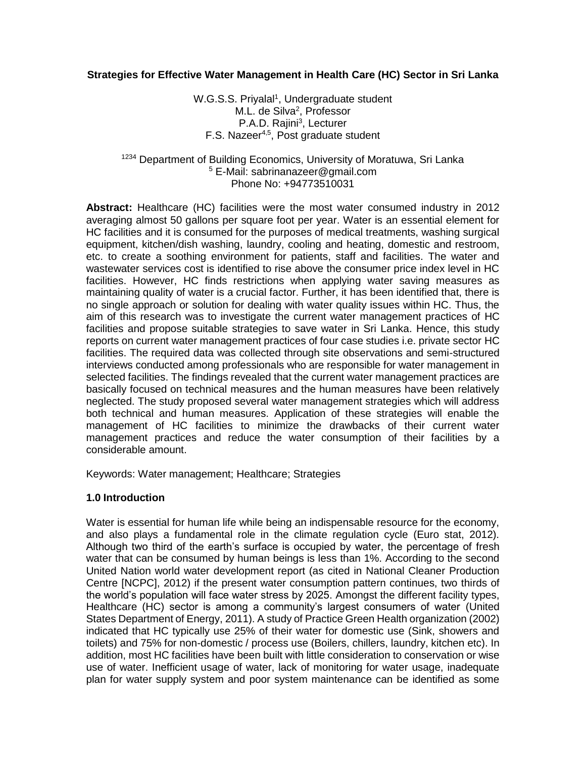**Strategies for Effective Water Management in Health Care (HC) Sector in Sri Lanka**

W.G.S.S. Priyalal[1], Undergraduate student
M.L. de Silva[2], Professor
P.A.D. Rajini[3], Lecturer
F.S. Nazeer[4,5], Post graduate student

[1234] Department of Building Economics, University of Moratuwa, Sri Lanka
[5] E-Mail: sabrinanazeer@gmail.com
Phone No: +94773510031

**Abstract:** Healthcare (HC) facilities were the most water consumed industry in 2012 averaging almost 50 gallons per square foot per year. Water is an essential element for HC facilities and it is consumed for the purposes of medical treatments, washing surgical equipment, kitchen/dish washing, laundry, cooling and heating, domestic and restroom, etc. to create a soothing environment for patients, staff and facilities. The water and wastewater services cost is identified to rise above the consumer price index level in HC facilities. However, HC finds restrictions when applying water saving measures as maintaining quality of water is a crucial factor. Further, it has been identified that, there is no single approach or solution for dealing with water quality issues within HC. Thus, the aim of this research was to investigate the current water management practices of HC facilities and propose suitable strategies to save water in Sri Lanka. Hence, this study reports on current water management practices of four case studies i.e. private sector HC facilities. The required data was collected through site observations and semi-structured interviews conducted among professionals who are responsible for water management in selected facilities. The findings revealed that the current water management practices are basically focused on technical measures and the human measures have been relatively neglected. The study proposed several water management strategies which will address both technical and human measures. Application of these strategies will enable the management of HC facilities to minimize the drawbacks of their current water management practices and reduce the water consumption of their facilities by a considerable amount.

Keywords: Water management; Healthcare; Strategies

## 1.0 Introduction

Water is essential for human life while being an indispensable resource for the economy, and also plays a fundamental role in the climate regulation cycle (Euro stat, 2012). Although two third of the earth's surface is occupied by water, the percentage of fresh water that can be consumed by human beings is less than 1%. According to the second United Nation world water development report (as cited in National Cleaner Production Centre [NCPC], 2012) if the present water consumption pattern continues, two thirds of the world's population will face water stress by 2025. Amongst the different facility types, Healthcare (HC) sector is among a community's largest consumers of water (United States Department of Energy, 2011). A study of Practice Green Health organization (2002) indicated that HC typically use 25% of their water for domestic use (Sink, showers and toilets) and 75% for non-domestic / process use (Boilers, chillers, laundry, kitchen etc). In addition, most HC facilities have been built with little consideration to conservation or wise use of water. Inefficient usage of water, lack of monitoring for water usage, inadequate plan for water supply system and poor system maintenance can be identified as some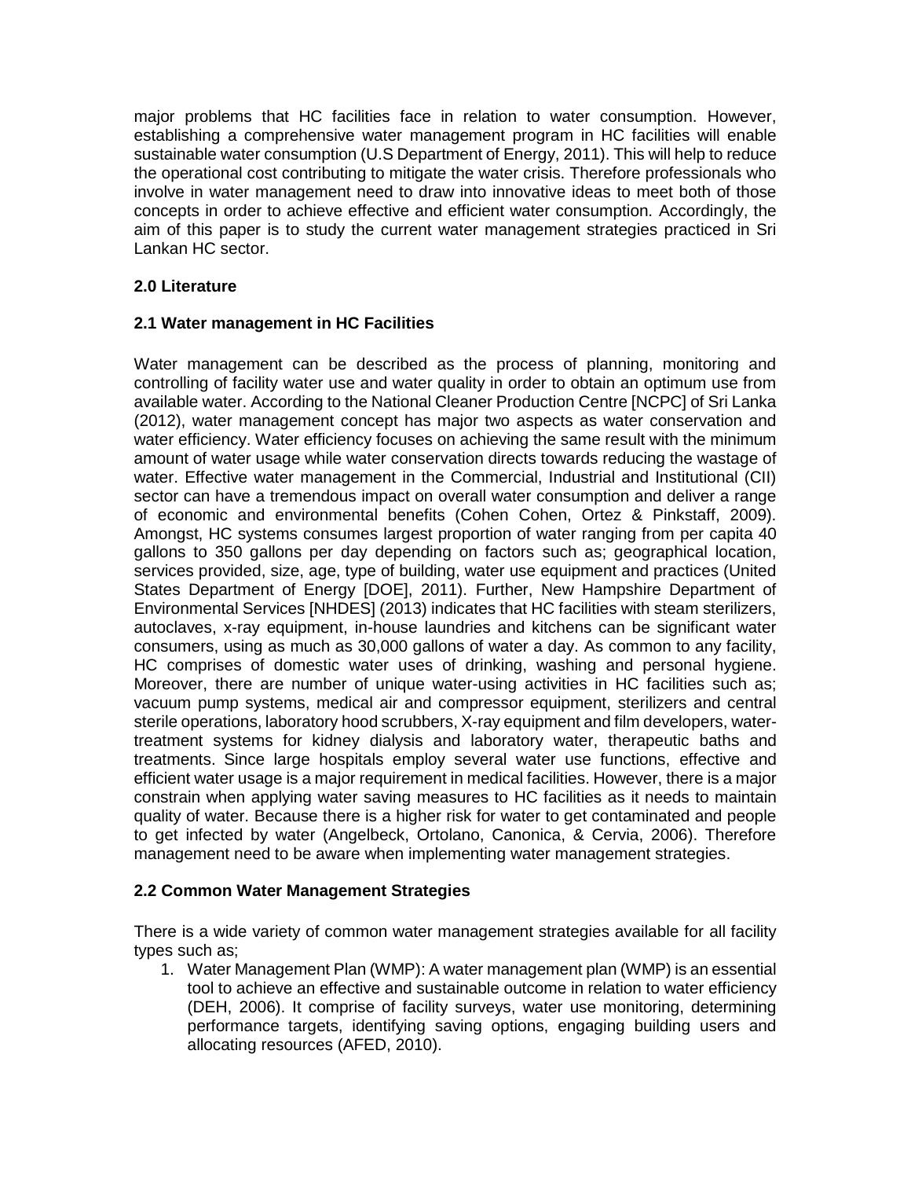major problems that HC facilities face in relation to water consumption. However, establishing a comprehensive water management program in HC facilities will enable sustainable water consumption (U.S Department of Energy, 2011). This will help to reduce the operational cost contributing to mitigate the water crisis. Therefore professionals who involve in water management need to draw into innovative ideas to meet both of those concepts in order to achieve effective and efficient water consumption. Accordingly, the aim of this paper is to study the current water management strategies practiced in Sri Lankan HC sector.

## 2.0 Literature

### 2.1 Water management in HC Facilities

Water management can be described as the process of planning, monitoring and controlling of facility water use and water quality in order to obtain an optimum use from available water. According to the National Cleaner Production Centre [NCPC] of Sri Lanka (2012), water management concept has major two aspects as water conservation and water efficiency. Water efficiency focuses on achieving the same result with the minimum amount of water usage while water conservation directs towards reducing the wastage of water. Effective water management in the Commercial, Industrial and Institutional (CII) sector can have a tremendous impact on overall water consumption and deliver a range of economic and environmental benefits (Cohen Cohen, Ortez & Pinkstaff, 2009). Amongst, HC systems consumes largest proportion of water ranging from per capita 40 gallons to 350 gallons per day depending on factors such as; geographical location, services provided, size, age, type of building, water use equipment and practices (United States Department of Energy [DOE], 2011). Further, New Hampshire Department of Environmental Services [NHDES] (2013) indicates that HC facilities with steam sterilizers, autoclaves, x-ray equipment, in-house laundries and kitchens can be significant water consumers, using as much as 30,000 gallons of water a day. As common to any facility, HC comprises of domestic water uses of drinking, washing and personal hygiene. Moreover, there are number of unique water-using activities in HC facilities such as; vacuum pump systems, medical air and compressor equipment, sterilizers and central sterile operations, laboratory hood scrubbers, X-ray equipment and film developers, water-treatment systems for kidney dialysis and laboratory water, therapeutic baths and treatments. Since large hospitals employ several water use functions, effective and efficient water usage is a major requirement in medical facilities. However, there is a major constrain when applying water saving measures to HC facilities as it needs to maintain quality of water. Because there is a higher risk for water to get contaminated and people to get infected by water (Angelbeck, Ortolano, Canonica, & Cervia, 2006). Therefore management need to be aware when implementing water management strategies.

### 2.2 Common Water Management Strategies

There is a wide variety of common water management strategies available for all facility types such as;

1. Water Management Plan (WMP): A water management plan (WMP) is an essential tool to achieve an effective and sustainable outcome in relation to water efficiency (DEH, 2006). It comprise of facility surveys, water use monitoring, determining performance targets, identifying saving options, engaging building users and allocating resources (AFED, 2010).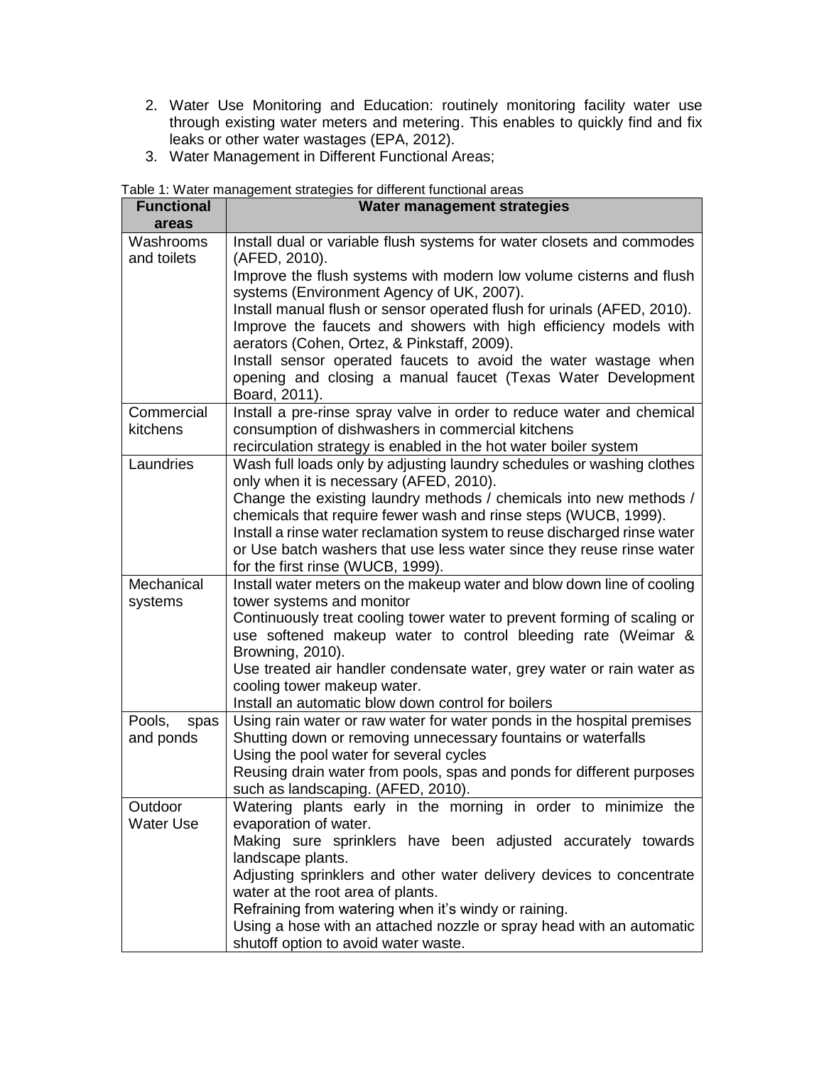2. Water Use Monitoring and Education: routinely monitoring facility water use through existing water meters and metering. This enables to quickly find and fix leaks or other water wastages (EPA, 2012).
3. Water Management in Different Functional Areas;

Table 1: Water management strategies for different functional areas

| Functional areas | Water management strategies |
| --- | --- |
| Washrooms and toilets | Install dual or variable flush systems for water closets and commodes (AFED, 2010).<br>Improve the flush systems with modern low volume cisterns and flush systems (Environment Agency of UK, 2007).<br>Install manual flush or sensor operated flush for urinals (AFED, 2010).<br>Improve the faucets and showers with high efficiency models with aerators (Cohen, Ortez, & Pinkstaff, 2009).<br>Install sensor operated faucets to avoid the water wastage when opening and closing a manual faucet (Texas Water Development Board, 2011). |
| Commercial kitchens | Install a pre-rinse spray valve in order to reduce water and chemical consumption of dishwashers in commercial kitchens<br>recirculation strategy is enabled in the hot water boiler system |
| Laundries | Wash full loads only by adjusting laundry schedules or washing clothes only when it is necessary (AFED, 2010).<br>Change the existing laundry methods / chemicals into new methods / chemicals that require fewer wash and rinse steps (WUCB, 1999).<br>Install a rinse water reclamation system to reuse discharged rinse water or Use batch washers that use less water since they reuse rinse water for the first rinse (WUCB, 1999). |
| Mechanical systems | Install water meters on the makeup water and blow down line of cooling tower systems and monitor<br>Continuously treat cooling tower water to prevent forming of scaling or use softened makeup water to control bleeding rate (Weimar & Browning, 2010).<br>Use treated air handler condensate water, grey water or rain water as cooling tower makeup water.<br>Install an automatic blow down control for boilers |
| Pools, spas and ponds | Using rain water or raw water for water ponds in the hospital premises<br>Shutting down or removing unnecessary fountains or waterfalls<br>Using the pool water for several cycles<br>Reusing drain water from pools, spas and ponds for different purposes such as landscaping. (AFED, 2010). |
| Outdoor Water Use | Watering plants early in the morning in order to minimize the evaporation of water.<br>Making sure sprinklers have been adjusted accurately towards landscape plants.<br>Adjusting sprinklers and other water delivery devices to concentrate water at the root area of plants.<br>Refraining from watering when it's windy or raining.<br>Using a hose with an attached nozzle or spray head with an automatic shutoff option to avoid water waste. |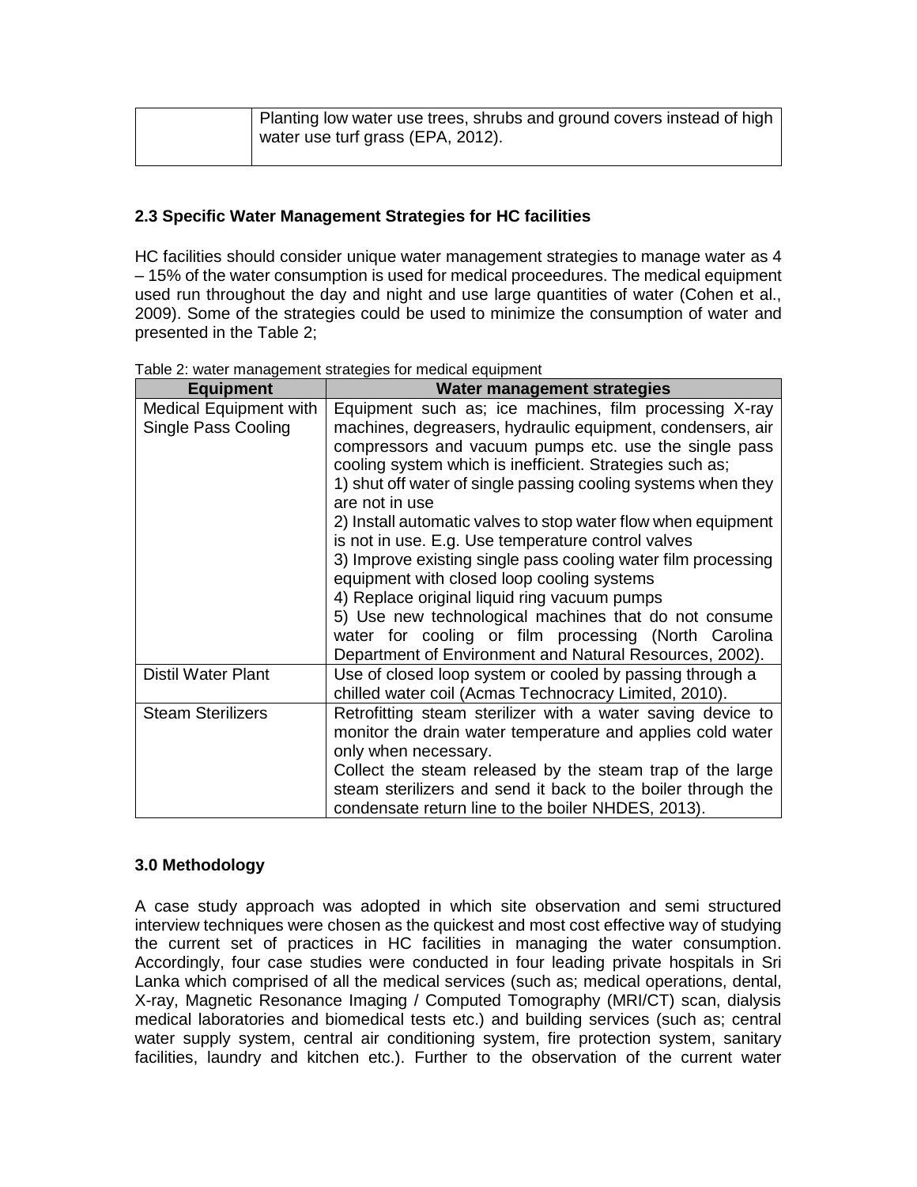| | |
|---|---|
| | Planting low water use trees, shrubs and ground covers instead of high water use turf grass (EPA, 2012). |

### 2.3 Specific Water Management Strategies for HC facilities

HC facilities should consider unique water management strategies to manage water as 4 – 15% of the water consumption is used for medical proceedures. The medical equipment used run throughout the day and night and use large quantities of water (Cohen et al., 2009). Some of the strategies could be used to minimize the consumption of water and presented in the Table 2;

Table 2: water management strategies for medical equipment

| Equipment | Water management strategies |
|---|---|
| Medical Equipment with Single Pass Cooling | Equipment such as; ice machines, film processing X-ray machines, degreasers, hydraulic equipment, condensers, air compressors and vacuum pumps etc. use the single pass cooling system which is inefficient. Strategies such as;<br>1) shut off water of single passing cooling systems when they are not in use<br>2) Install automatic valves to stop water flow when equipment is not in use. E.g. Use temperature control valves<br>3) Improve existing single pass cooling water film processing equipment with closed loop cooling systems<br>4) Replace original liquid ring vacuum pumps<br>5) Use new technological machines that do not consume water for cooling or film processing (North Carolina Department of Environment and Natural Resources, 2002). |
| Distil Water Plant | Use of closed loop system or cooled by passing through a chilled water coil (Acmas Technocracy Limited, 2010). |
| Steam Sterilizers | Retrofitting steam sterilizer with a water saving device to monitor the drain water temperature and applies cold water only when necessary.<br>Collect the steam released by the steam trap of the large steam sterilizers and send it back to the boiler through the condensate return line to the boiler NHDES, 2013). |

### 3.0 Methodology

A case study approach was adopted in which site observation and semi structured interview techniques were chosen as the quickest and most cost effective way of studying the current set of practices in HC facilities in managing the water consumption. Accordingly, four case studies were conducted in four leading private hospitals in Sri Lanka which comprised of all the medical services (such as; medical operations, dental, X-ray, Magnetic Resonance Imaging / Computed Tomography (MRI/CT) scan, dialysis medical laboratories and biomedical tests etc.) and building services (such as; central water supply system, central air conditioning system, fire protection system, sanitary facilities, laundry and kitchen etc.). Further to the observation of the current water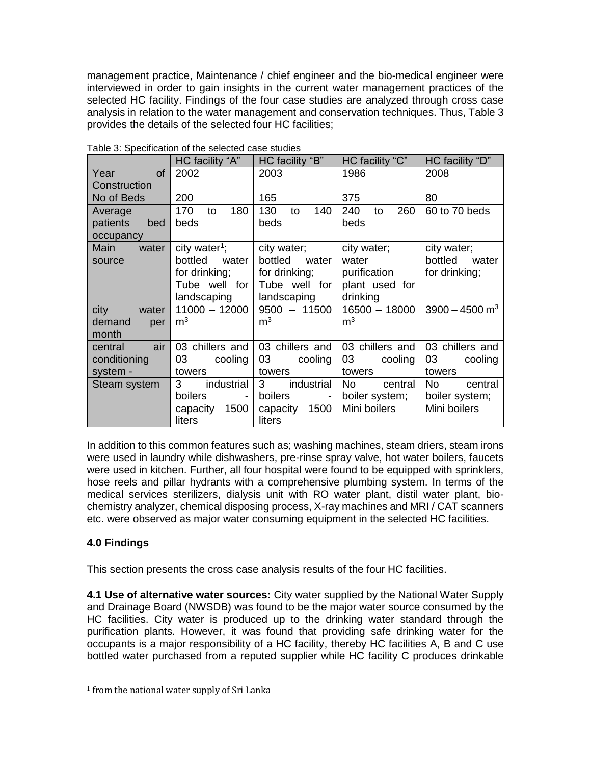management practice, Maintenance / chief engineer and the bio-medical engineer were interviewed in order to gain insights in the current water management practices of the selected HC facility. Findings of the four case studies are analyzed through cross case analysis in relation to the water management and conservation techniques. Thus, Table 3 provides the details of the selected four HC facilities;

Table 3: Specification of the selected case studies

| | HC facility "A" | HC facility "B" | HC facility "C" | HC facility "D" |
|---|---|---|---|---|
| Year of Construction | 2002 | 2003 | 1986 | 2008 |
| No of Beds | 200 | 165 | 375 | 80 |
| Average patients bed occupancy | 170 to 180 beds | 130 to 140 beds | 240 to 260 beds | 60 to 70 beds |
| Main water source | city water[1]; bottled water for drinking; Tube well for landscaping | city water; bottled water for drinking; Tube well for landscaping | city water; water purification plant used for drinking | city water; bottled water for drinking; |
| city water demand per month | 11000 – 12000 $m^3$ | 9500 – 11500 $m^3$ | 16500 – 18000 $m^3$ | 3900 – 4500 $m^3$ |
| central air conditioning system - | 03 chillers and 03 cooling towers | 03 chillers and 03 cooling towers | 03 chillers and 03 cooling towers | 03 chillers and 03 cooling towers |
| Steam system | 3 industrial boilers - capacity 1500 liters | 3 industrial boilers - capacity 1500 liters | No central boiler system; Mini boilers | No central boiler system; Mini boilers |

In addition to this common features such as; washing machines, steam driers, steam irons were used in laundry while dishwashers, pre-rinse spray valve, hot water boilers, faucets were used in kitchen. Further, all four hospital were found to be equipped with sprinklers, hose reels and pillar hydrants with a comprehensive plumbing system. In terms of the medical services sterilizers, dialysis unit with RO water plant, distil water plant, bio-chemistry analyzer, chemical disposing process, X-ray machines and MRI / CAT scanners etc. were observed as major water consuming equipment in the selected HC facilities.

### 4.0 Findings

This section presents the cross case analysis results of the four HC facilities.

**4.1 Use of alternative water sources:** City water supplied by the National Water Supply and Drainage Board (NWSDB) was found to be the major water source consumed by the HC facilities. City water is produced up to the drinking water standard through the purification plants. However, it was found that providing safe drinking water for the occupants is a major responsibility of a HC facility, thereby HC facilities A, B and C use bottled water purchased from a reputed supplier while HC facility C produces drinkable

[1] from the national water supply of Sri Lanka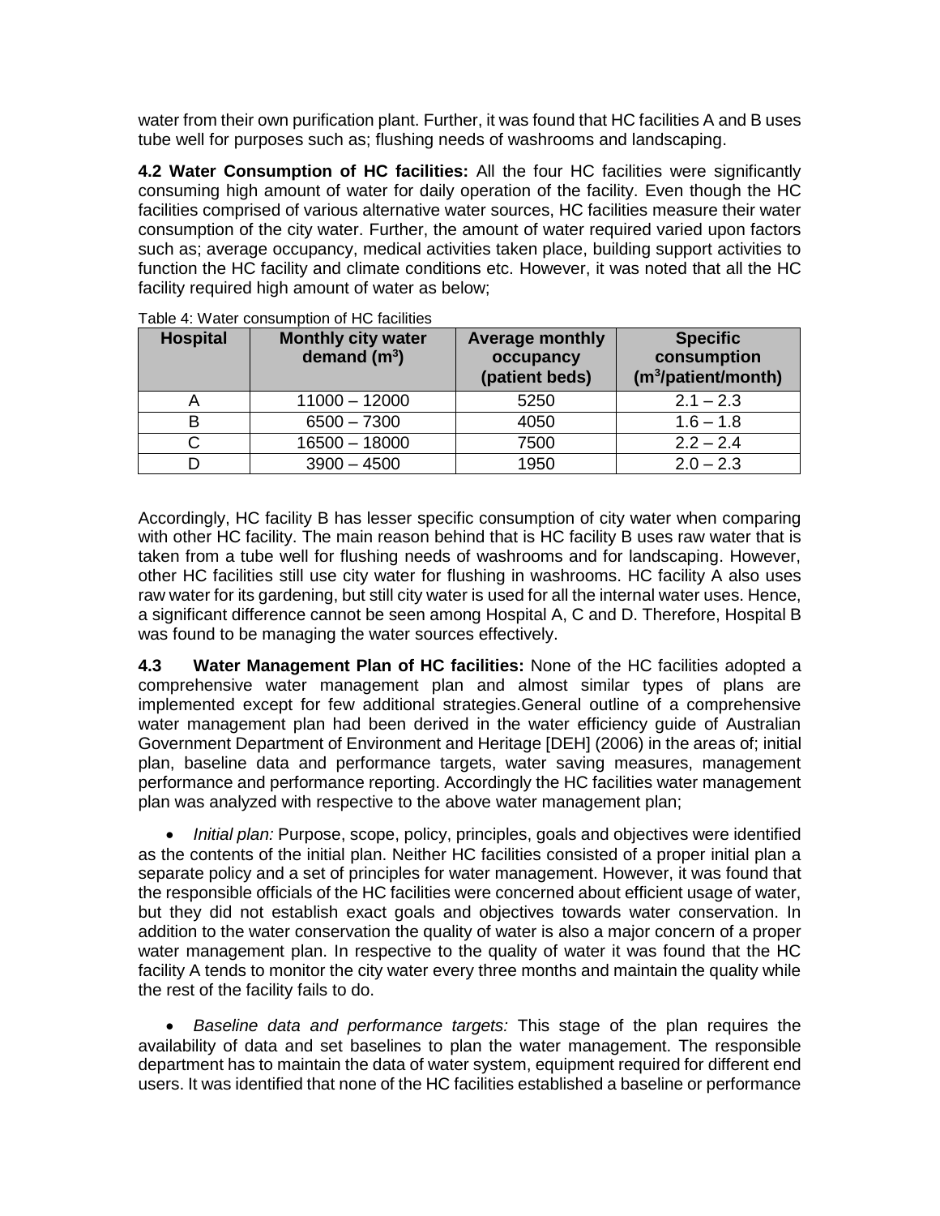water from their own purification plant. Further, it was found that HC facilities A and B uses tube well for purposes such as; flushing needs of washrooms and landscaping.

**4.2 Water Consumption of HC facilities:** All the four HC facilities were significantly consuming high amount of water for daily operation of the facility. Even though the HC facilities comprised of various alternative water sources, HC facilities measure their water consumption of the city water. Further, the amount of water required varied upon factors such as; average occupancy, medical activities taken place, building support activities to function the HC facility and climate conditions etc. However, it was noted that all the HC facility required high amount of water as below;

Table 4: Water consumption of HC facilities

| Hospital | Monthly city water demand ($m^3$) | Average monthly occupancy (patient beds) | Specific consumption ($m^3$/patient/month) |
|---|---|---|---|
| A | 11000 – 12000 | 5250 | 2.1 – 2.3 |
| B | 6500 – 7300 | 4050 | 1.6 – 1.8 |
| C | 16500 – 18000 | 7500 | 2.2 – 2.4 |
| D | 3900 – 4500 | 1950 | 2.0 – 2.3 |

Accordingly, HC facility B has lesser specific consumption of city water when comparing with other HC facility. The main reason behind that is HC facility B uses raw water that is taken from a tube well for flushing needs of washrooms and for landscaping. However, other HC facilities still use city water for flushing in washrooms. HC facility A also uses raw water for its gardening, but still city water is used for all the internal water uses. Hence, a significant difference cannot be seen among Hospital A, C and D. Therefore, Hospital B was found to be managing the water sources effectively.

**4.3 Water Management Plan of HC facilities:** None of the HC facilities adopted a comprehensive water management plan and almost similar types of plans are implemented except for few additional strategies.General outline of a comprehensive water management plan had been derived in the water efficiency guide of Australian Government Department of Environment and Heritage [DEH] (2006) in the areas of; initial plan, baseline data and performance targets, water saving measures, management performance and performance reporting. Accordingly the HC facilities water management plan was analyzed with respective to the above water management plan;

- *Initial plan:* Purpose, scope, policy, principles, goals and objectives were identified as the contents of the initial plan. Neither HC facilities consisted of a proper initial plan a separate policy and a set of principles for water management. However, it was found that the responsible officials of the HC facilities were concerned about efficient usage of water, but they did not establish exact goals and objectives towards water conservation. In addition to the water conservation the quality of water is also a major concern of a proper water management plan. In respective to the quality of water it was found that the HC facility A tends to monitor the city water every three months and maintain the quality while the rest of the facility fails to do.

- *Baseline data and performance targets:* This stage of the plan requires the availability of data and set baselines to plan the water management. The responsible department has to maintain the data of water system, equipment required for different end users. It was identified that none of the HC facilities established a baseline or performance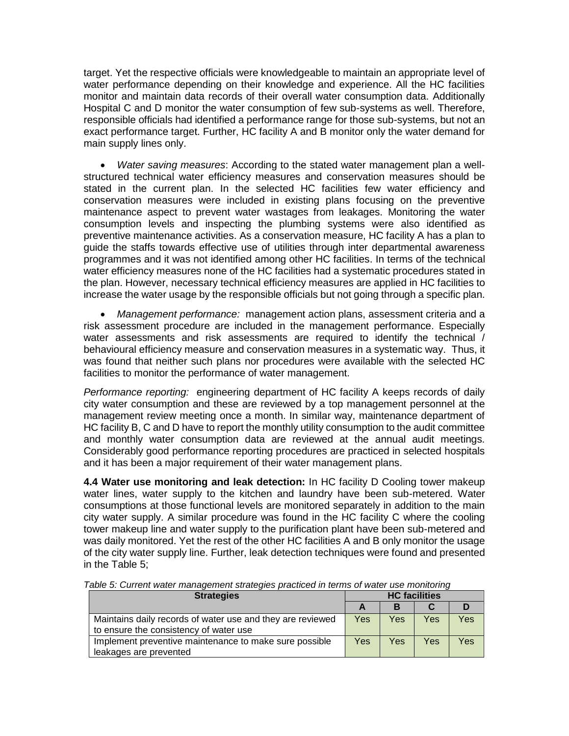target. Yet the respective officials were knowledgeable to maintain an appropriate level of water performance depending on their knowledge and experience. All the HC facilities monitor and maintain data records of their overall water consumption data. Additionally Hospital C and D monitor the water consumption of few sub-systems as well. Therefore, responsible officials had identified a performance range for those sub-systems, but not an exact performance target. Further, HC facility A and B monitor only the water demand for main supply lines only.

- *Water saving measures*: According to the stated water management plan a well-structured technical water efficiency measures and conservation measures should be stated in the current plan. In the selected HC facilities few water efficiency and conservation measures were included in existing plans focusing on the preventive maintenance aspect to prevent water wastages from leakages. Monitoring the water consumption levels and inspecting the plumbing systems were also identified as preventive maintenance activities. As a conservation measure, HC facility A has a plan to guide the staffs towards effective use of utilities through inter departmental awareness programmes and it was not identified among other HC facilities. In terms of the technical water efficiency measures none of the HC facilities had a systematic procedures stated in the plan. However, necessary technical efficiency measures are applied in HC facilities to increase the water usage by the responsible officials but not going through a specific plan.

- *Management performance:* management action plans, assessment criteria and a risk assessment procedure are included in the management performance. Especially water assessments and risk assessments are required to identify the technical / behavioural efficiency measure and conservation measures in a systematic way. Thus, it was found that neither such plans nor procedures were available with the selected HC facilities to monitor the performance of water management.

*Performance reporting:* engineering department of HC facility A keeps records of daily city water consumption and these are reviewed by a top management personnel at the management review meeting once a month. In similar way, maintenance department of HC facility B, C and D have to report the monthly utility consumption to the audit committee and monthly water consumption data are reviewed at the annual audit meetings. Considerably good performance reporting procedures are practiced in selected hospitals and it has been a major requirement of their water management plans.

**4.4 Water use monitoring and leak detection:** In HC facility D Cooling tower makeup water lines, water supply to the kitchen and laundry have been sub-metered. Water consumptions at those functional levels are monitored separately in addition to the main city water supply. A similar procedure was found in the HC facility C where the cooling tower makeup line and water supply to the purification plant have been sub-metered and was daily monitored. Yet the rest of the other HC facilities A and B only monitor the usage of the city water supply line. Further, leak detection techniques were found and presented in the Table 5;

*Table 5: Current water management strategies practiced in terms of water use monitoring*

| Strategies | HC facilities | | | |
|---|---|---|---|---|
| | A | B | C | D |
| Maintains daily records of water use and they are reviewed to ensure the consistency of water use | Yes | Yes | Yes | Yes |
| Implement preventive maintenance to make sure possible leakages are prevented | Yes | Yes | Yes | Yes |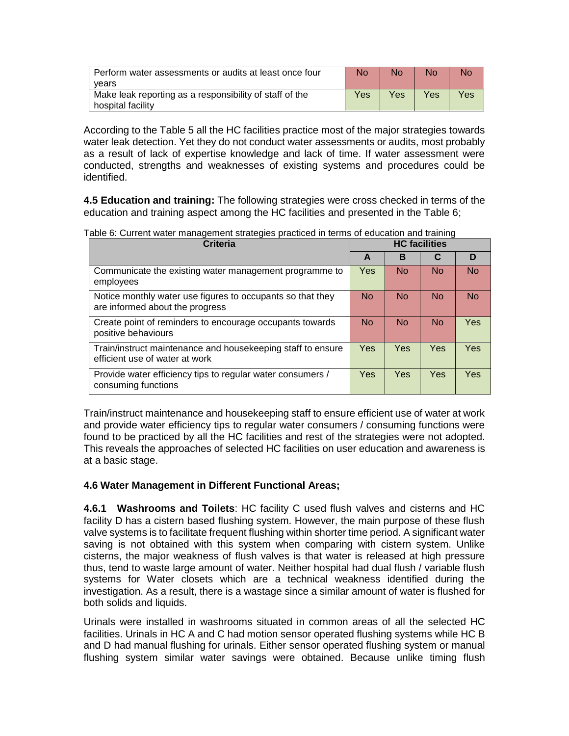| Perform water assessments or audits at least once four years | No | No | No | No |
|---|---|---|---|---|
| Make leak reporting as a responsibility of staff of the hospital facility | Yes | Yes | Yes | Yes |

According to the Table 5 all the HC facilities practice most of the major strategies towards water leak detection. Yet they do not conduct water assessments or audits, most probably as a result of lack of expertise knowledge and lack of time. If water assessment were conducted, strengths and weaknesses of existing systems and procedures could be identified.

**4.5 Education and training:** The following strategies were cross checked in terms of the education and training aspect among the HC facilities and presented in the Table 6;

Table 6: Current water management strategies practiced in terms of education and training

| Criteria | HC facilities | | | |
|---|---|---|---|---|
| | A | B | C | D |
| Communicate the existing water management programme to employees | Yes | No | No | No |
| Notice monthly water use figures to occupants so that they are informed about the progress | No | No | No | No |
| Create point of reminders to encourage occupants towards positive behaviours | No | No | No | Yes |
| Train/instruct maintenance and housekeeping staff to ensure efficient use of water at work | Yes | Yes | Yes | Yes |
| Provide water efficiency tips to regular water consumers / consuming functions | Yes | Yes | Yes | Yes |

Train/instruct maintenance and housekeeping staff to ensure efficient use of water at work and provide water efficiency tips to regular water consumers / consuming functions were found to be practiced by all the HC facilities and rest of the strategies were not adopted. This reveals the approaches of selected HC facilities on user education and awareness is at a basic stage.

### 4.6 Water Management in Different Functional Areas;

**4.6.1 Washrooms and Toilets**: HC facility C used flush valves and cisterns and HC facility D has a cistern based flushing system. However, the main purpose of these flush valve systems is to facilitate frequent flushing within shorter time period. A significant water saving is not obtained with this system when comparing with cistern system. Unlike cisterns, the major weakness of flush valves is that water is released at high pressure thus, tend to waste large amount of water. Neither hospital had dual flush / variable flush systems for Water closets which are a technical weakness identified during the investigation. As a result, there is a wastage since a similar amount of water is flushed for both solids and liquids.

Urinals were installed in washrooms situated in common areas of all the selected HC facilities. Urinals in HC A and C had motion sensor operated flushing systems while HC B and D had manual flushing for urinals. Either sensor operated flushing system or manual flushing system similar water savings were obtained. Because unlike timing flush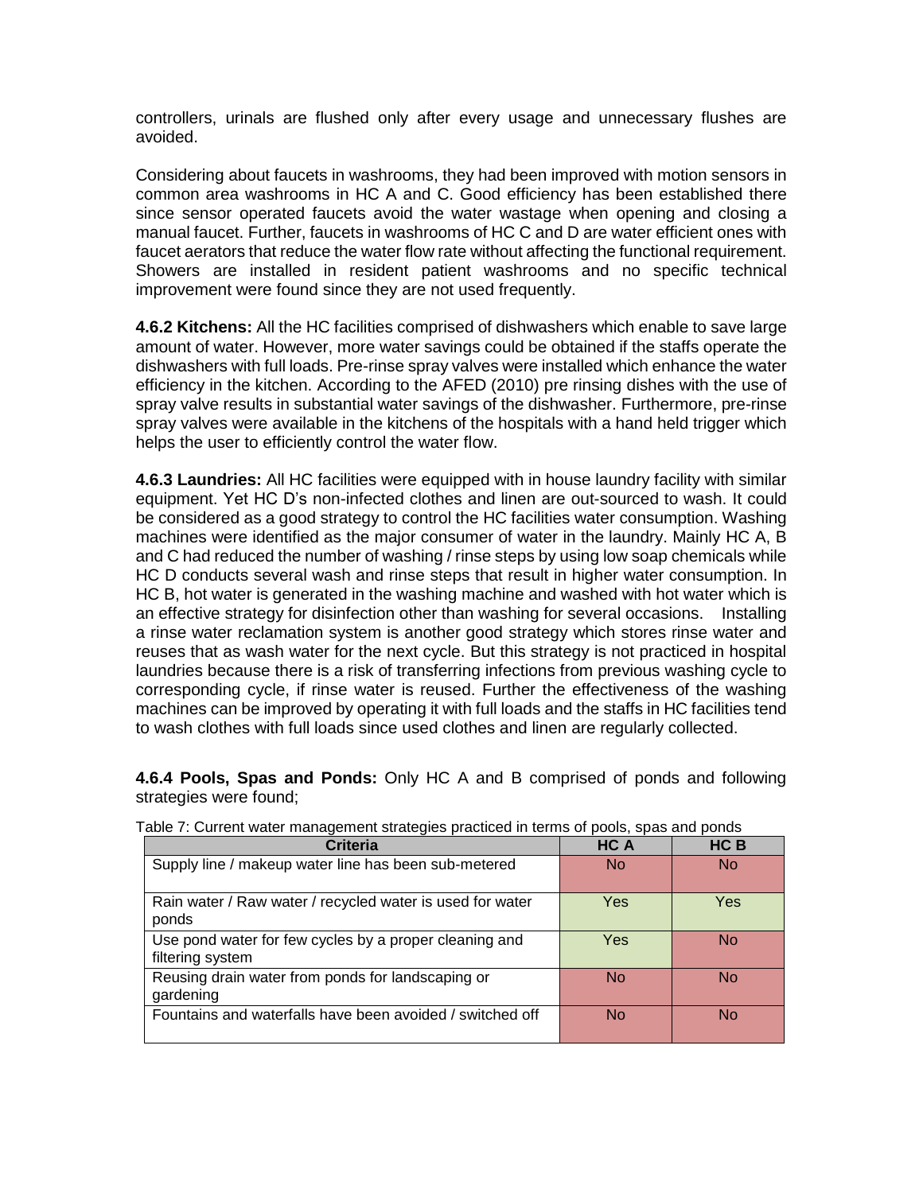controllers, urinals are flushed only after every usage and unnecessary flushes are avoided.

Considering about faucets in washrooms, they had been improved with motion sensors in common area washrooms in HC A and C. Good efficiency has been established there since sensor operated faucets avoid the water wastage when opening and closing a manual faucet. Further, faucets in washrooms of HC C and D are water efficient ones with faucet aerators that reduce the water flow rate without affecting the functional requirement. Showers are installed in resident patient washrooms and no specific technical improvement were found since they are not used frequently.

**4.6.2 Kitchens:** All the HC facilities comprised of dishwashers which enable to save large amount of water. However, more water savings could be obtained if the staffs operate the dishwashers with full loads. Pre-rinse spray valves were installed which enhance the water efficiency in the kitchen. According to the AFED (2010) pre rinsing dishes with the use of spray valve results in substantial water savings of the dishwasher. Furthermore, pre-rinse spray valves were available in the kitchens of the hospitals with a hand held trigger which helps the user to efficiently control the water flow.

**4.6.3 Laundries:** All HC facilities were equipped with in house laundry facility with similar equipment. Yet HC D's non-infected clothes and linen are out-sourced to wash. It could be considered as a good strategy to control the HC facilities water consumption. Washing machines were identified as the major consumer of water in the laundry. Mainly HC A, B and C had reduced the number of washing / rinse steps by using low soap chemicals while HC D conducts several wash and rinse steps that result in higher water consumption. In HC B, hot water is generated in the washing machine and washed with hot water which is an effective strategy for disinfection other than washing for several occasions. Installing a rinse water reclamation system is another good strategy which stores rinse water and reuses that as wash water for the next cycle. But this strategy is not practiced in hospital laundries because there is a risk of transferring infections from previous washing cycle to corresponding cycle, if rinse water is reused. Further the effectiveness of the washing machines can be improved by operating it with full loads and the staffs in HC facilities tend to wash clothes with full loads since used clothes and linen are regularly collected.

**4.6.4 Pools, Spas and Ponds:** Only HC A and B comprised of ponds and following strategies were found;

Table 7: Current water management strategies practiced in terms of pools, spas and ponds

| Criteria | HC A | HC B |
|---|---|---|
| Supply line / makeup water line has been sub-metered | No | No |
| Rain water / Raw water / recycled water is used for water ponds | Yes | Yes |
| Use pond water for few cycles by a proper cleaning and filtering system | Yes | No |
| Reusing drain water from ponds for landscaping or gardening | No | No |
| Fountains and waterfalls have been avoided / switched off | No | No |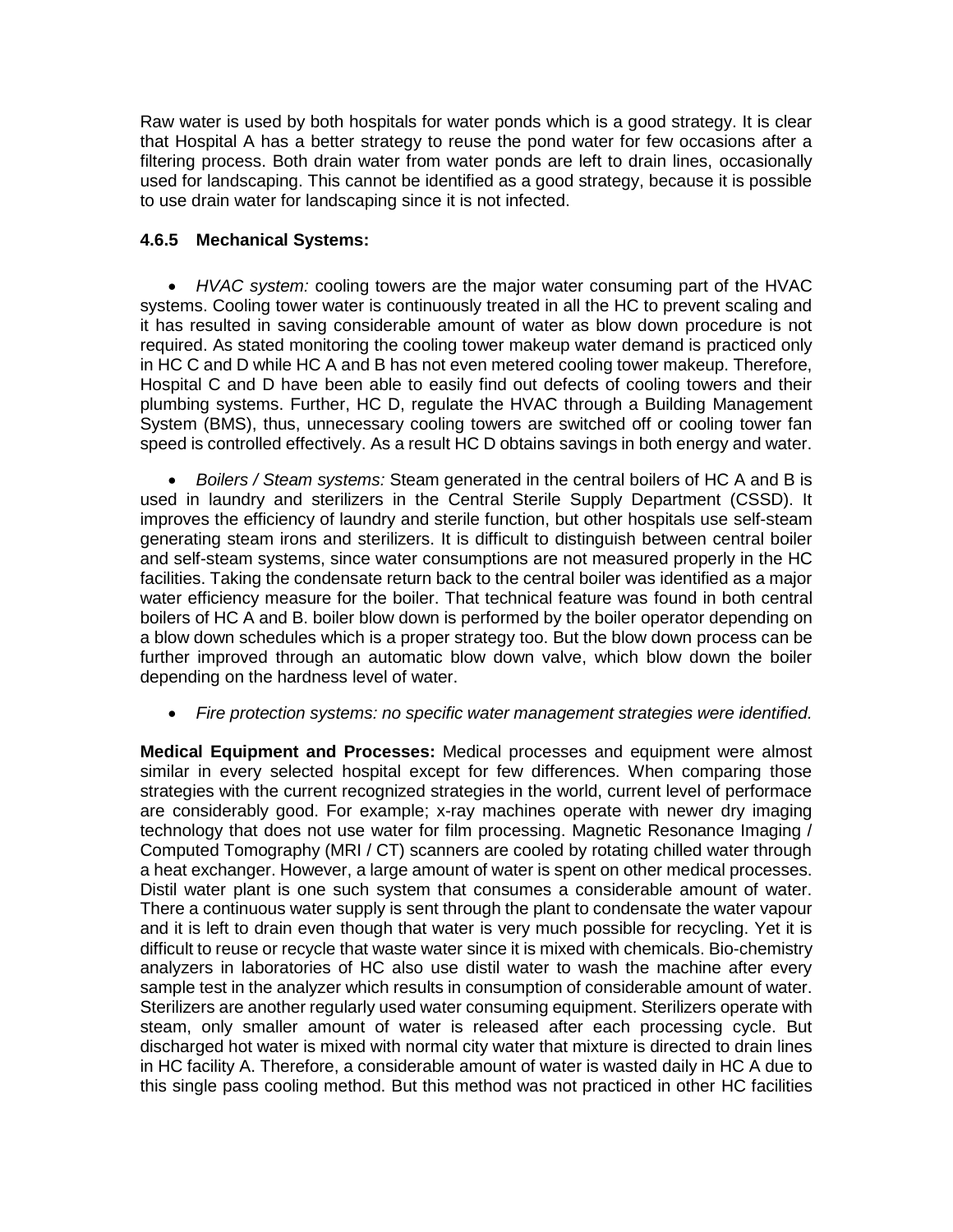Raw water is used by both hospitals for water ponds which is a good strategy. It is clear that Hospital A has a better strategy to reuse the pond water for few occasions after a filtering process. Both drain water from water ponds are left to drain lines, occasionally used for landscaping. This cannot be identified as a good strategy, because it is possible to use drain water for landscaping since it is not infected.

### 4.6.5 Mechanical Systems:

- *HVAC system:* cooling towers are the major water consuming part of the HVAC systems. Cooling tower water is continuously treated in all the HC to prevent scaling and it has resulted in saving considerable amount of water as blow down procedure is not required. As stated monitoring the cooling tower makeup water demand is practiced only in HC C and D while HC A and B has not even metered cooling tower makeup. Therefore, Hospital C and D have been able to easily find out defects of cooling towers and their plumbing systems. Further, HC D, regulate the HVAC through a Building Management System (BMS), thus, unnecessary cooling towers are switched off or cooling tower fan speed is controlled effectively. As a result HC D obtains savings in both energy and water.

- *Boilers / Steam systems:* Steam generated in the central boilers of HC A and B is used in laundry and sterilizers in the Central Sterile Supply Department (CSSD). It improves the efficiency of laundry and sterile function, but other hospitals use self-steam generating steam irons and sterilizers. It is difficult to distinguish between central boiler and self-steam systems, since water consumptions are not measured properly in the HC facilities. Taking the condensate return back to the central boiler was identified as a major water efficiency measure for the boiler. That technical feature was found in both central boilers of HC A and B. boiler blow down is performed by the boiler operator depending on a blow down schedules which is a proper strategy too. But the blow down process can be further improved through an automatic blow down valve, which blow down the boiler depending on the hardness level of water.

- *Fire protection systems: no specific water management strategies were identified.*

**Medical Equipment and Processes:** Medical processes and equipment were almost similar in every selected hospital except for few differences. When comparing those strategies with the current recognized strategies in the world, current level of performace are considerably good. For example; x-ray machines operate with newer dry imaging technology that does not use water for film processing. Magnetic Resonance Imaging / Computed Tomography (MRI / CT) scanners are cooled by rotating chilled water through a heat exchanger. However, a large amount of water is spent on other medical processes. Distil water plant is one such system that consumes a considerable amount of water. There a continuous water supply is sent through the plant to condensate the water vapour and it is left to drain even though that water is very much possible for recycling. Yet it is difficult to reuse or recycle that waste water since it is mixed with chemicals. Bio-chemistry analyzers in laboratories of HC also use distil water to wash the machine after every sample test in the analyzer which results in consumption of considerable amount of water. Sterilizers are another regularly used water consuming equipment. Sterilizers operate with steam, only smaller amount of water is released after each processing cycle. But discharged hot water is mixed with normal city water that mixture is directed to drain lines in HC facility A. Therefore, a considerable amount of water is wasted daily in HC A due to this single pass cooling method. But this method was not practiced in other HC facilities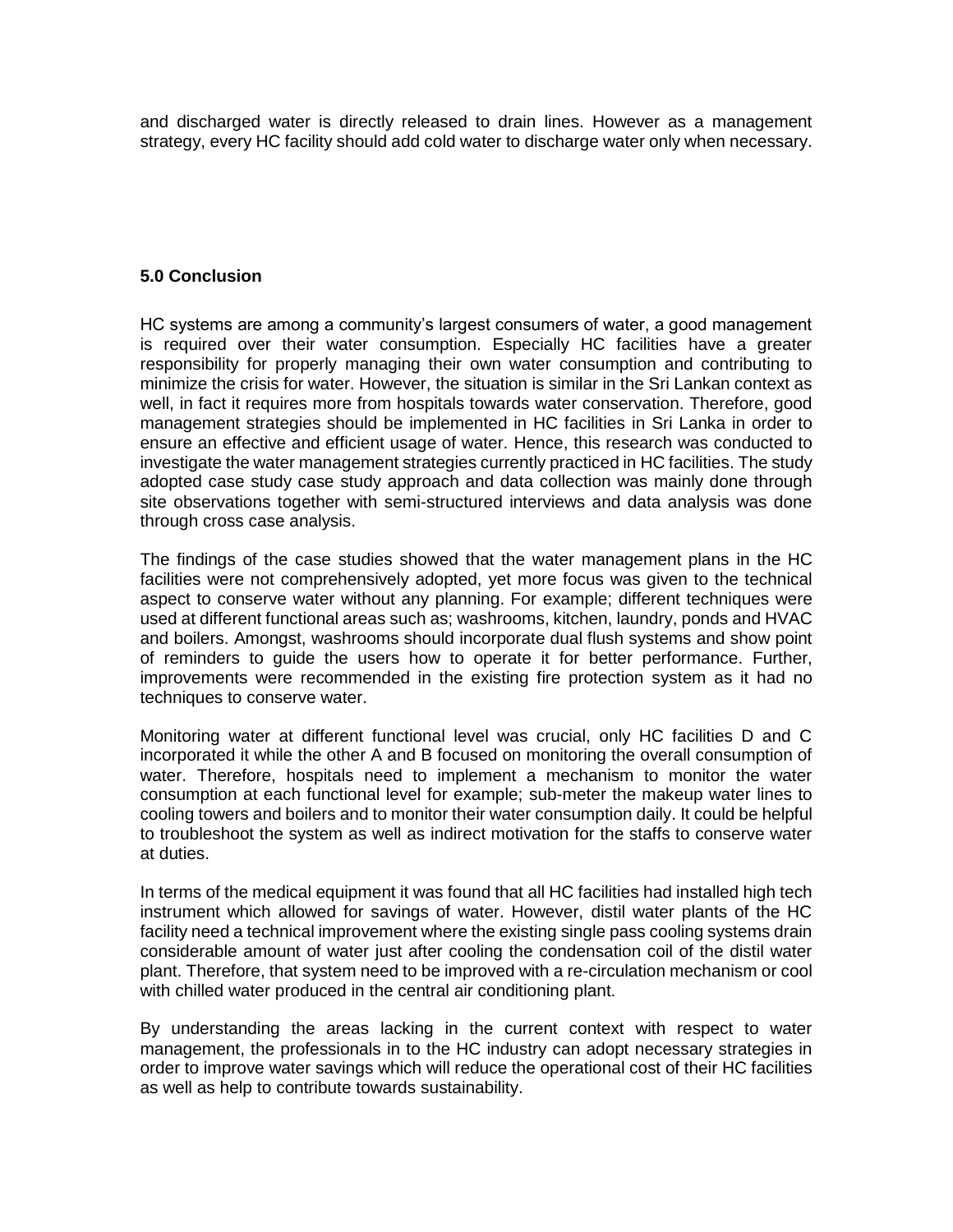and discharged water is directly released to drain lines. However as a management strategy, every HC facility should add cold water to discharge water only when necessary.

## 5.0 Conclusion

HC systems are among a community's largest consumers of water, a good management is required over their water consumption. Especially HC facilities have a greater responsibility for properly managing their own water consumption and contributing to minimize the crisis for water. However, the situation is similar in the Sri Lankan context as well, in fact it requires more from hospitals towards water conservation. Therefore, good management strategies should be implemented in HC facilities in Sri Lanka in order to ensure an effective and efficient usage of water. Hence, this research was conducted to investigate the water management strategies currently practiced in HC facilities. The study adopted case study case study approach and data collection was mainly done through site observations together with semi-structured interviews and data analysis was done through cross case analysis.

The findings of the case studies showed that the water management plans in the HC facilities were not comprehensively adopted, yet more focus was given to the technical aspect to conserve water without any planning. For example; different techniques were used at different functional areas such as; washrooms, kitchen, laundry, ponds and HVAC and boilers. Amongst, washrooms should incorporate dual flush systems and show point of reminders to guide the users how to operate it for better performance. Further, improvements were recommended in the existing fire protection system as it had no techniques to conserve water.

Monitoring water at different functional level was crucial, only HC facilities D and C incorporated it while the other A and B focused on monitoring the overall consumption of water. Therefore, hospitals need to implement a mechanism to monitor the water consumption at each functional level for example; sub-meter the makeup water lines to cooling towers and boilers and to monitor their water consumption daily. It could be helpful to troubleshoot the system as well as indirect motivation for the staffs to conserve water at duties.

In terms of the medical equipment it was found that all HC facilities had installed high tech instrument which allowed for savings of water. However, distil water plants of the HC facility need a technical improvement where the existing single pass cooling systems drain considerable amount of water just after cooling the condensation coil of the distil water plant. Therefore, that system need to be improved with a re-circulation mechanism or cool with chilled water produced in the central air conditioning plant.

By understanding the areas lacking in the current context with respect to water management, the professionals in to the HC industry can adopt necessary strategies in order to improve water savings which will reduce the operational cost of their HC facilities as well as help to contribute towards sustainability.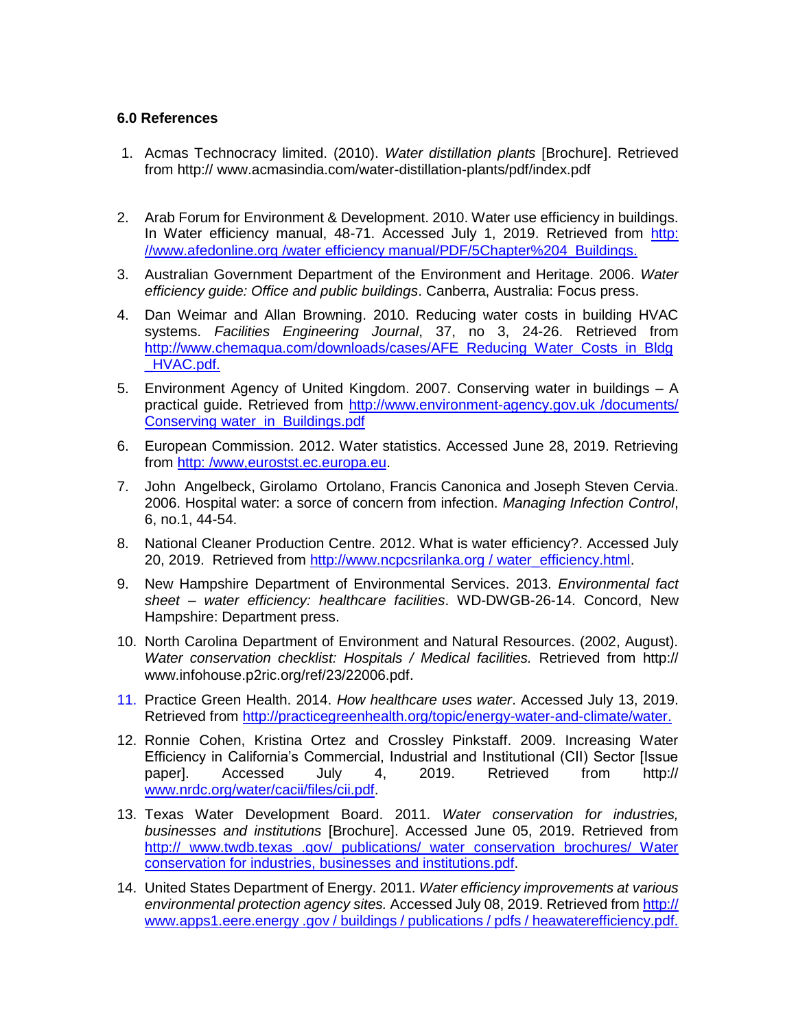### 6.0 References

1. Acmas Technocracy limited. (2010). *Water distillation plants* [Brochure]. Retrieved from http:// www.acmasindia.com/water-distillation-plants/pdf/index.pdf

2. Arab Forum for Environment & Development. 2010. Water use efficiency in buildings. In Water efficiency manual, 48-71. Accessed July 1, 2019. Retrieved from http: //www.afedonline.org /water efficiency manual/PDF/5Chapter%204_Buildings.

3. Australian Government Department of the Environment and Heritage. 2006. *Water efficiency guide: Office and public buildings*. Canberra, Australia: Focus press.

4. Dan Weimar and Allan Browning. 2010. Reducing water costs in building HVAC systems. *Facilities Engineering Journal*, 37, no 3, 24-26. Retrieved from http://www.chemaqua.com/downloads/cases/AFE_Reducing_Water_Costs_in_Bldg_HVAC.pdf.

5. Environment Agency of United Kingdom. 2007. Conserving water in buildings – A practical guide. Retrieved from http://www.environment-agency.gov.uk /documents/ Conserving water_in_Buildings.pdf

6. European Commission. 2012. Water statistics. Accessed June 28, 2019. Retrieving from http: /www,euroststt.ec.europa.eu.

7. John Angelbeck, Girolamo Ortolano, Francis Canonica and Joseph Steven Cervia. 2006. Hospital water: a sorce of concern from infection. *Managing Infection Control*, 6, no.1, 44-54.

8. National Cleaner Production Centre. 2012. What is water efficiency?. Accessed July 20, 2019. Retrieved from http://www.ncpcsrilanka.org / water_efficiency.html.

9. New Hampshire Department of Environmental Services. 2013. *Environmental fact sheet – water efficiency: healthcare facilities*. WD-DWGB-26-14. Concord, New Hampshire: Department press.

10. North Carolina Department of Environment and Natural Resources. (2002, August). *Water conservation checklist: Hospitals / Medical facilities.* Retrieved from http:// www.infohouse.p2ric.org/ref/23/22006.pdf.

11. Practice Green Health. 2014. *How healthcare uses water*. Accessed July 13, 2019. Retrieved from http://practicegreenhealth.org/topic/energy-water-and-climate/water.

12. Ronnie Cohen, Kristina Ortez and Crossley Pinkstaff. 2009. Increasing Water Efficiency in California's Commercial, Industrial and Institutional (CII) Sector [Issue paper]. Accessed July 4, 2019. Retrieved from http:// www.nrdc.org/water/cacii/files/cii.pdf.

13. Texas Water Development Board. 2011. *Water conservation for industries, businesses and institutions* [Brochure]. Accessed June 05, 2019. Retrieved from http:// www.twdb.texas .gov/ publications/ water conservation brochures/ Water conservation for industries, businesses and institutions.pdf.

14. United States Department of Energy. 2011. *Water efficiency improvements at various environmental protection agency sites.* Accessed July 08, 2019. Retrieved from http:// www.apps1.eere.energy .gov / buildings / publications / pdfs / heawaterefficiency.pdf.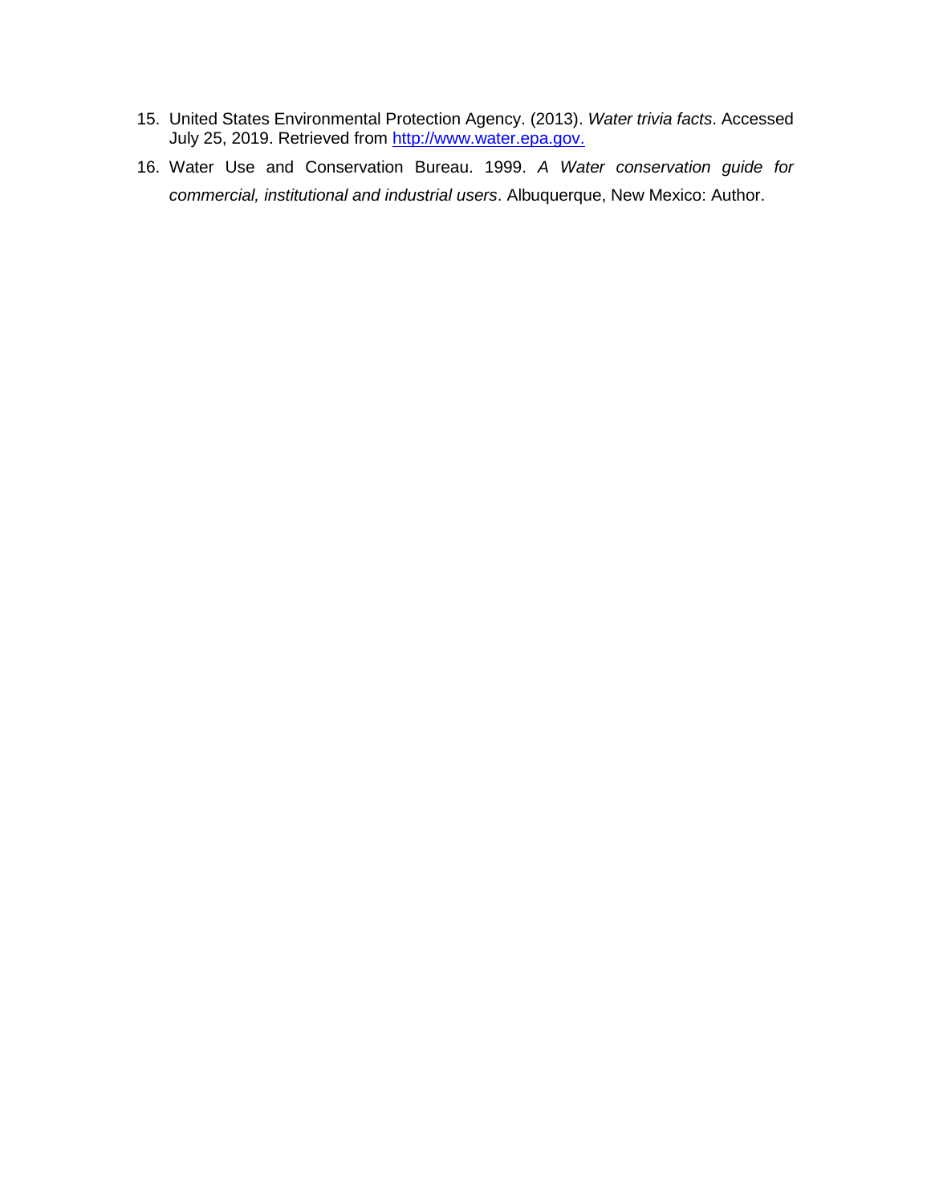15. United States Environmental Protection Agency. (2013). *Water trivia facts*. Accessed July 25, 2019. Retrieved from [http://www.water.epa.gov.](http://www.water.epa.gov.)
16. Water Use and Conservation Bureau. 1999. *A Water conservation guide for commercial, institutional and industrial users*. Albuquerque, New Mexico: Author.